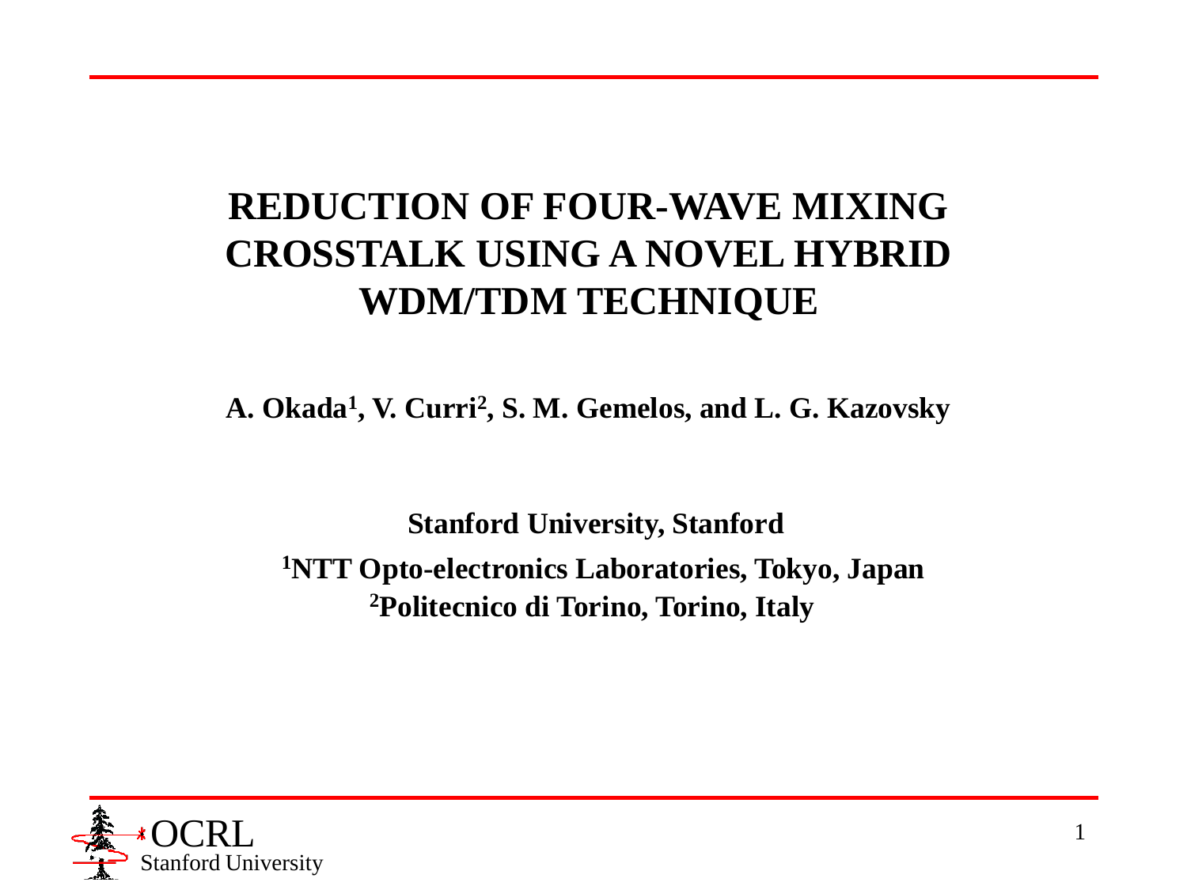# REDUCTION OF FOUR-WAVE MIXING CROSSTALK USING A NOVEL HYBRID WDM/TDM TECHNIQUE

**A. Okada[1], V. Curri[2], S. M. Gemelos, and L. G. Kazovsky**

**Stanford University, Stanford**

**[1]NTT Opto-electronics Laboratories, Tokyo, Japan**

**[2]Politecnico di Torino, Torino, Italy**

OCRL
Stanford University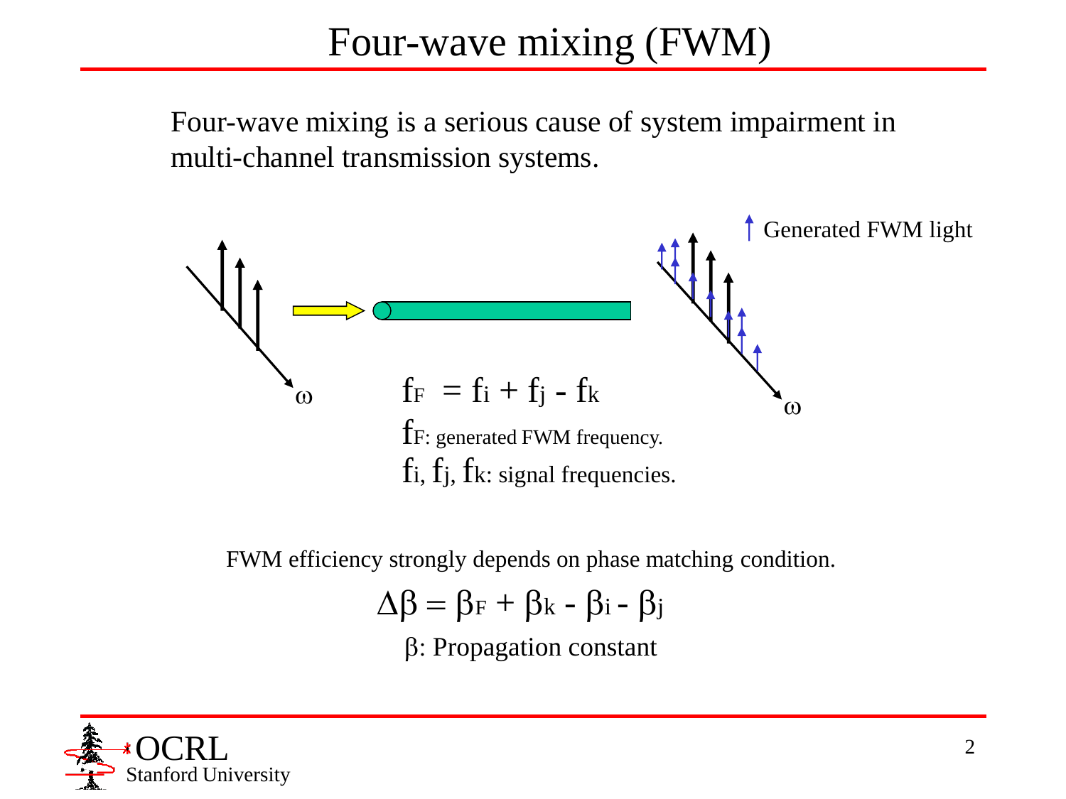# Four-wave mixing (FWM)

Four-wave mixing is a serious cause of system impairment in multi-channel transmission systems.

Generated FWM light

$\omega$

$\omega$

$$f_F = f_i + f_j - f_k$$

$f_F$: generated FWM frequency.

$f_i$, $f_j$, $f_k$: signal frequencies.

FWM efficiency strongly depends on phase matching condition.

$$\Delta\beta = \beta_F + \beta_k - \beta_i - \beta_j$$

$\beta$: Propagation constant

OCRL
Stanford University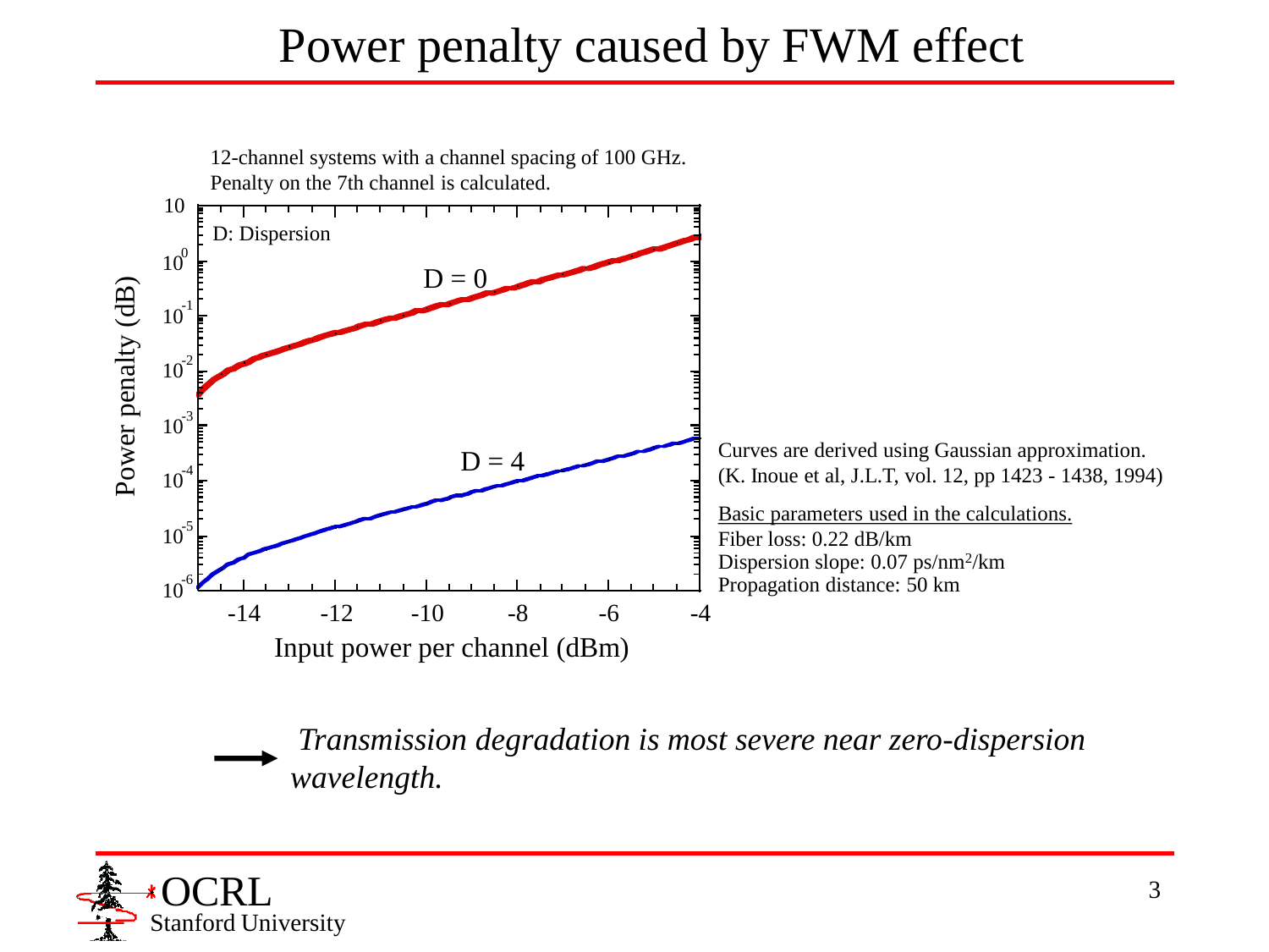# Power penalty caused by FWM effect

12-channel systems with a channel spacing of 100 GHz.
Penalty on the 7th channel is calculated.

D: Dispersion

D = 0

D = 4

Power penalty (dB)

Input power per channel (dBm)

Curves are derived using Gaussian approximation.
(K. Inoue et al, J.L.T, vol. 12, pp 1423 - 1438, 1994)

Basic parameters used in the calculations.
Fiber loss: 0.22 dB/km
Dispersion slope: 0.07 ps/nm$^2$/km
Propagation distance: 50 km

→ *Transmission degradation is most severe near zero-dispersion wavelength.*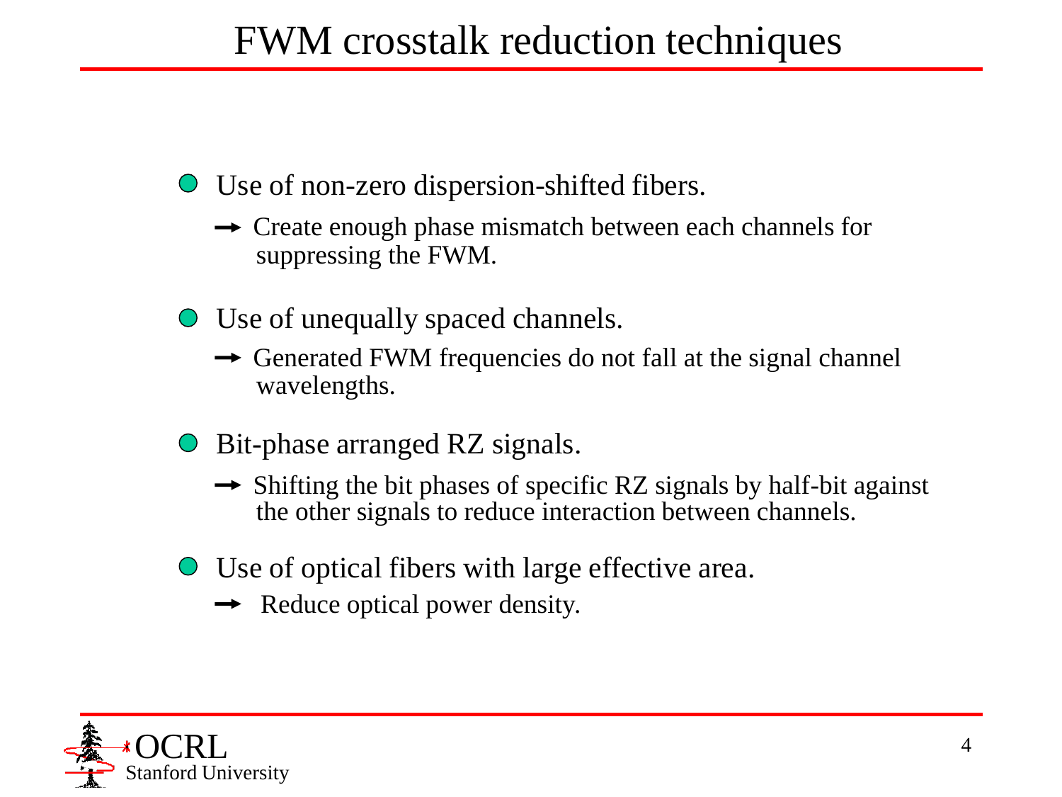# FWM crosstalk reduction techniques

- Use of non-zero dispersion-shifted fibers.
  - → Create enough phase mismatch between each channels for suppressing the FWM.
- Use of unequally spaced channels.
  - → Generated FWM frequencies do not fall at the signal channel wavelengths.
- Bit-phase arranged RZ signals.
  - → Shifting the bit phases of specific RZ signals by half-bit against the other signals to reduce interaction between channels.
- Use of optical fibers with large effective area.
  - → Reduce optical power density.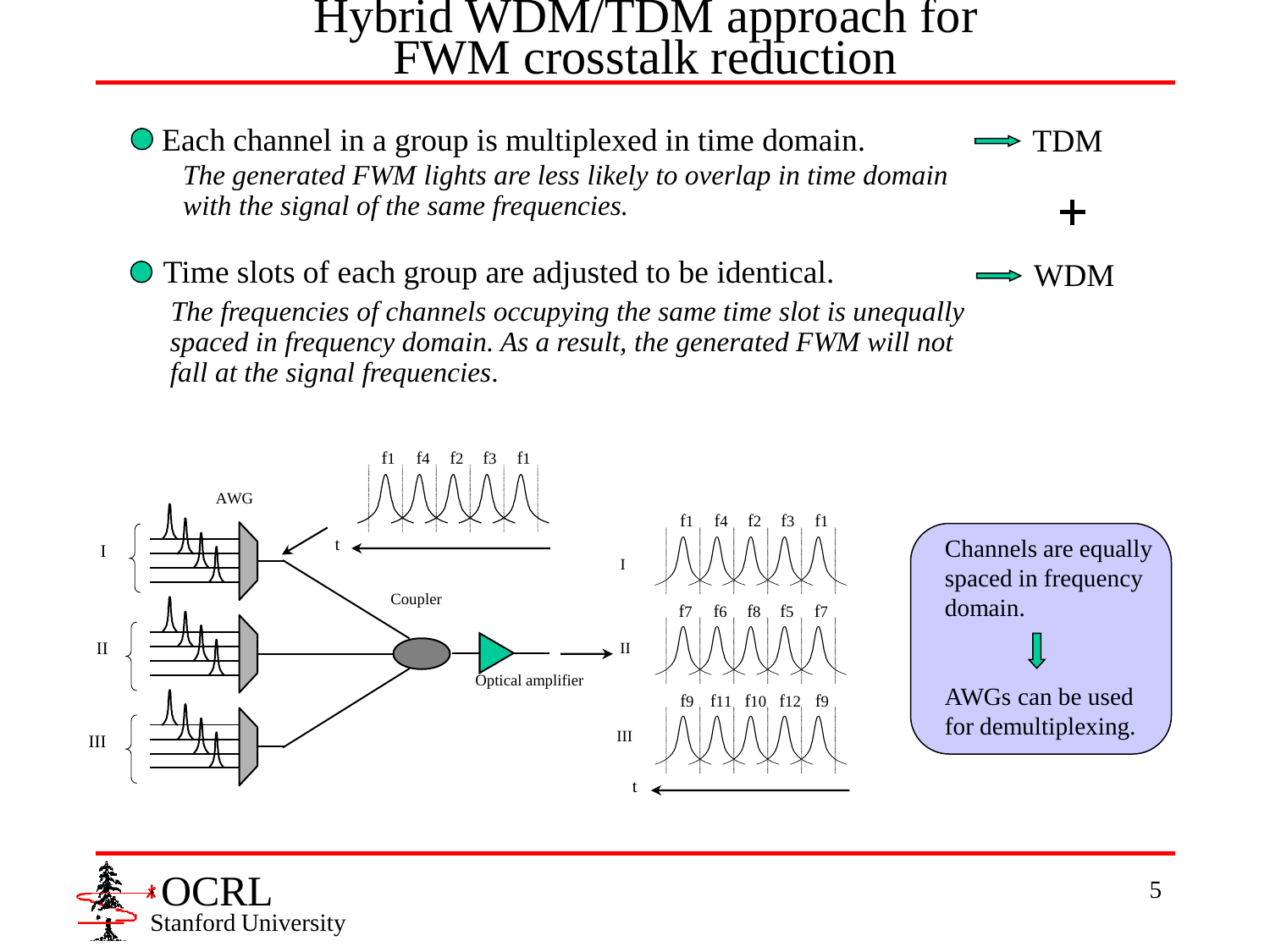# Hybrid WDM/TDM approach for FWM crosstalk reduction

- Each channel in a group is multiplexed in time domain. → TDM

  *The generated FWM lights are less likely to overlap in time domain with the signal of the same frequencies.*

+

- Time slots of each group are adjusted to be identical. → WDM

  *The frequencies of channels occupying the same time slot is unequally spaced in frequency domain. As a result, the generated FWM will not fall at the signal frequencies.*

AWG, Coupler, Optical amplifier

I: f1 f4 f2 f3 f1

II: f7 f6 f8 f5 f7

III: f9 f11 f10 f12 f9

Channels are equally spaced in frequency domain.

↓

AWGs can be used for demultiplexing.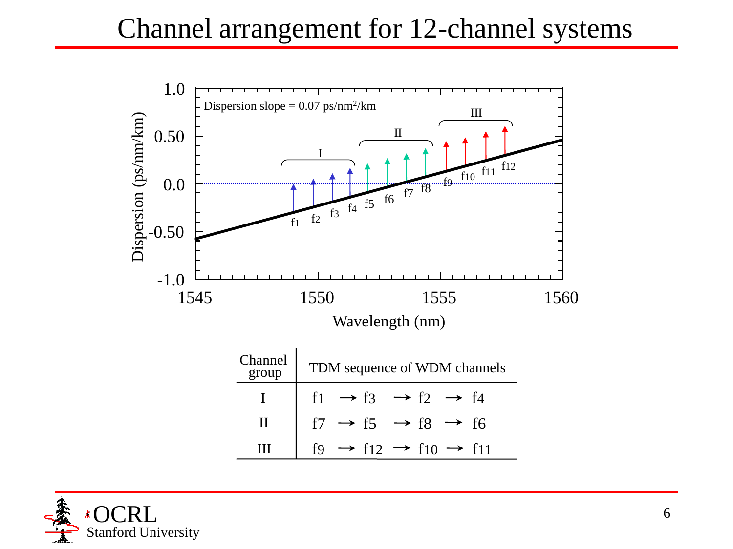# Channel arrangement for 12-channel systems

| Channel group | TDM sequence of WDM channels |
| --- | --- |
| I | f1 → f3 → f2 → f4 |
| II | f7 → f5 → f8 → f6 |
| III | f9 → f12 → f10 → f11 |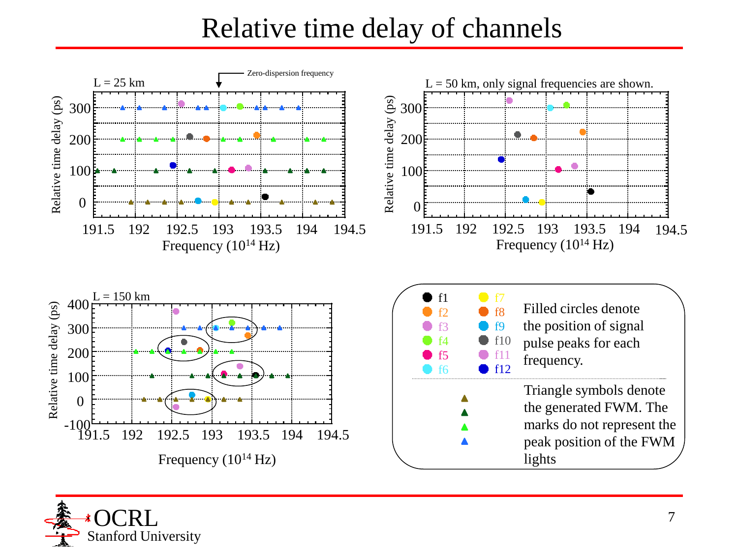# Relative time delay of channels

L = 25 km

Zero-dispersion frequency

L = 50 km, only signal frequencies are shown.

L = 150 km

Relative time delay (ps)

Frequency ($10^{14}$ Hz)

f1, f2, f3, f4, f5, f6, f7, f8, f9, f10, f11, f12

Filled circles denote the position of signal pulse peaks for each frequency.

Triangle symbols denote the generated FWM. The marks do not represent the peak position of the FWM lights

OCRL
Stanford University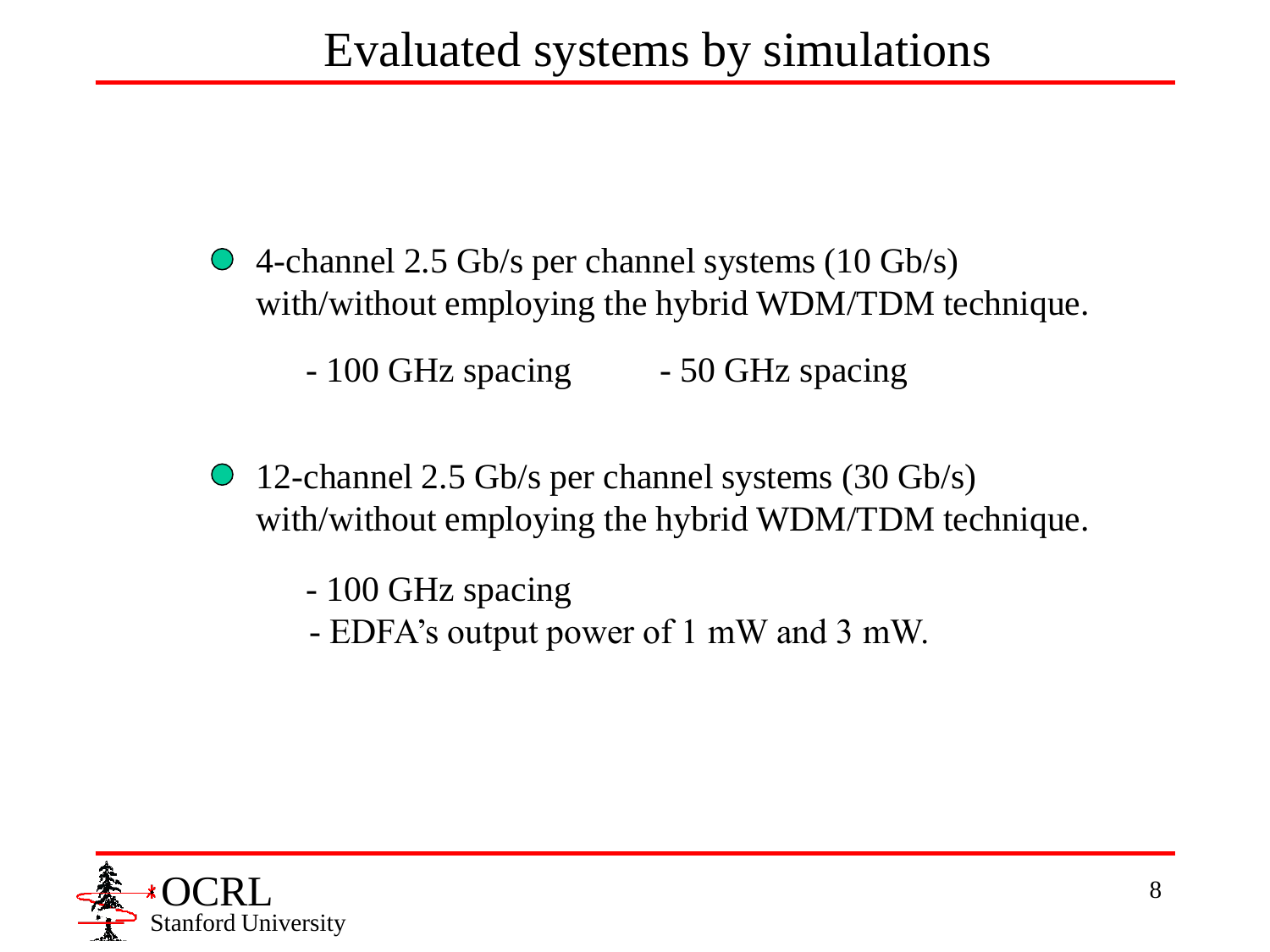# Evaluated systems by simulations

- 4-channel 2.5 Gb/s per channel systems (10 Gb/s) with/without employing the hybrid WDM/TDM technique.
  - 100 GHz spacing
  - 50 GHz spacing
- 12-channel 2.5 Gb/s per channel systems (30 Gb/s) with/without employing the hybrid WDM/TDM technique.
  - 100 GHz spacing
  - EDFA's output power of 1 mW and 3 mW.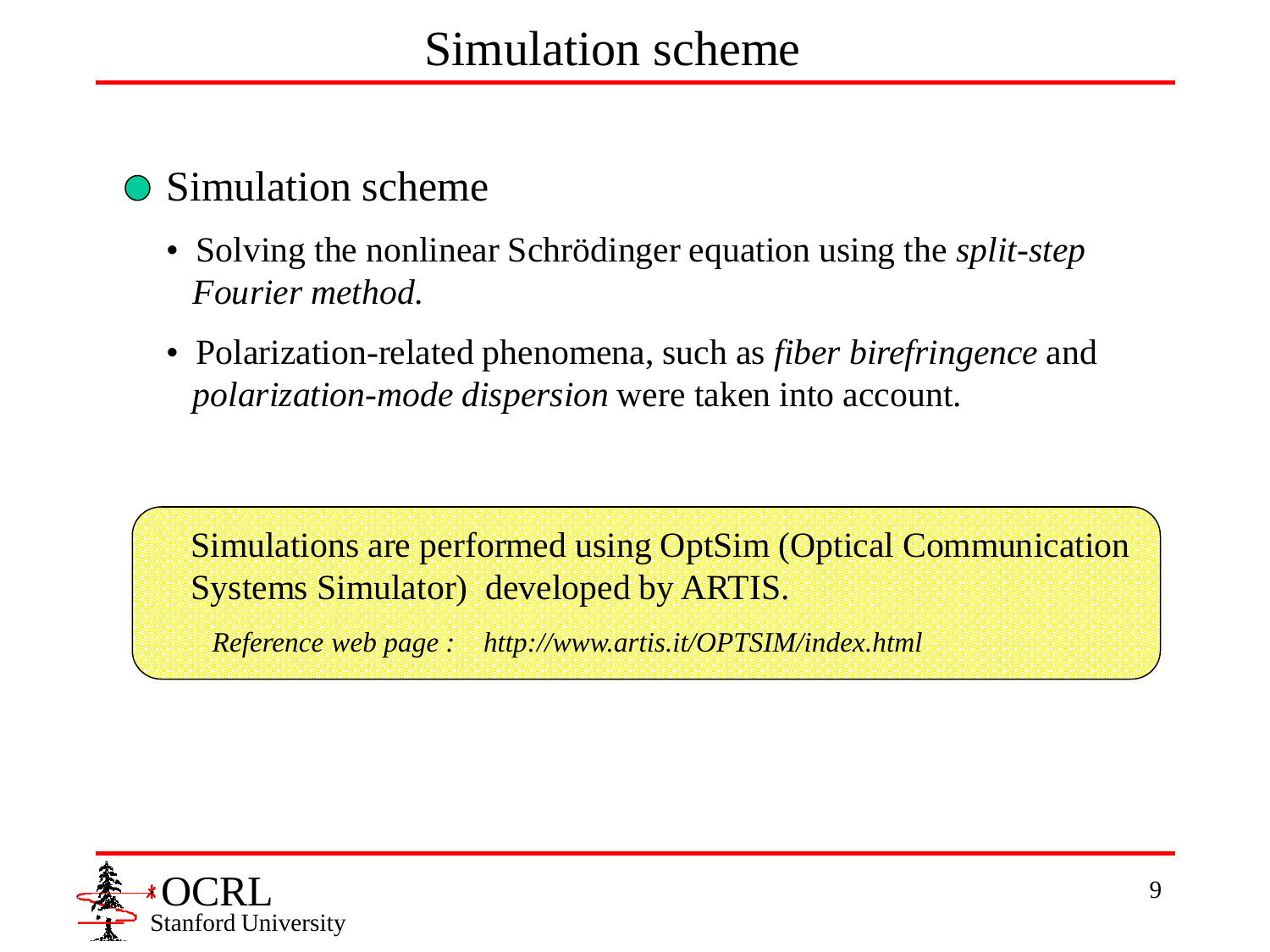# Simulation scheme

- Simulation scheme
  - Solving the nonlinear Schrödinger equation using the *split-step Fourier method.*
  - Polarization-related phenomena, such as *fiber birefringence* and *polarization-mode dispersion* were taken into account.

Simulations are performed using OptSim (Optical Communication Systems Simulator) developed by ARTIS.

*Reference web page : http://www.artis.it/OPTSIM/index.html*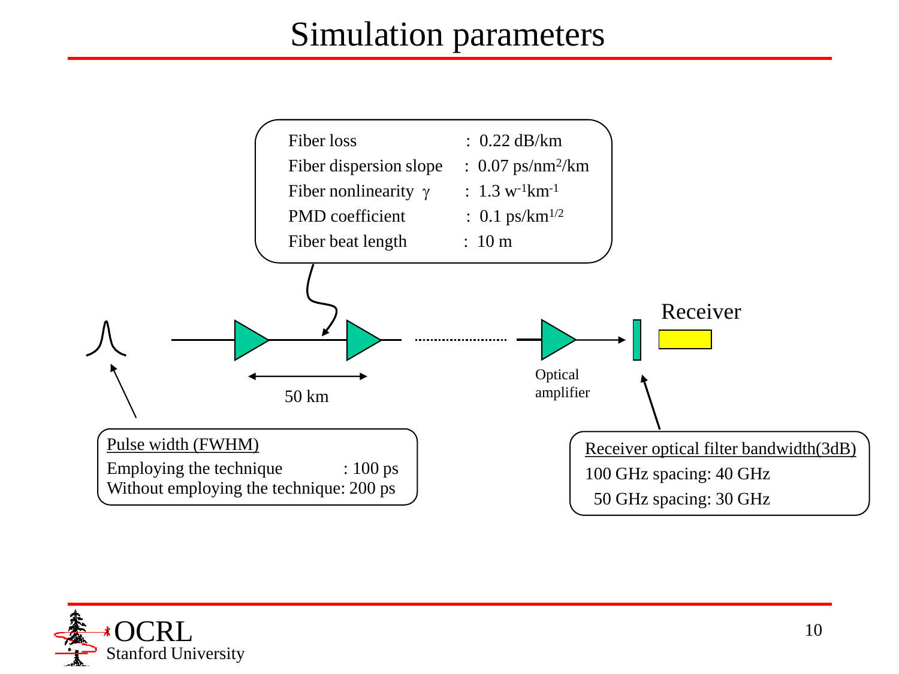# Simulation parameters

- Fiber loss : 0.22 dB/km
- Fiber dispersion slope : 0.07 ps/nm$^2$/km
- Fiber nonlinearity $\gamma$ : 1.3 w$^{-1}$km$^{-1}$
- PMD coefficient : 0.1 ps/km$^{1/2}$
- Fiber beat length : 10 m

50 km

Optical amplifier

Receiver

**Pulse width (FWHM)**

Employing the technique : 100 ps
Without employing the technique: 200 ps

**Receiver optical filter bandwidth(3dB)**

100 GHz spacing: 40 GHz
50 GHz spacing: 30 GHz

OCRL
Stanford University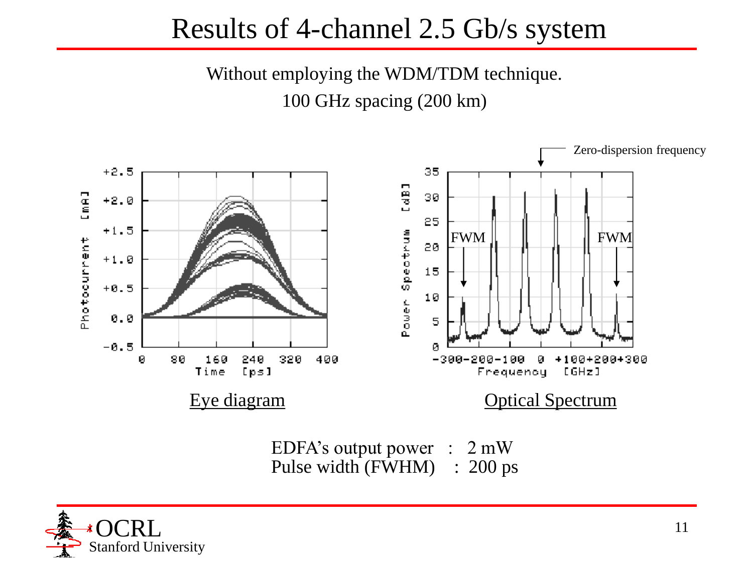# Results of 4-channel 2.5 Gb/s system

Without employing the WDM/TDM technique.

100 GHz spacing (200 km)

Eye diagram

Optical Spectrum

EDFA's output power : 2 mW

Pulse width (FWHM) : 200 ps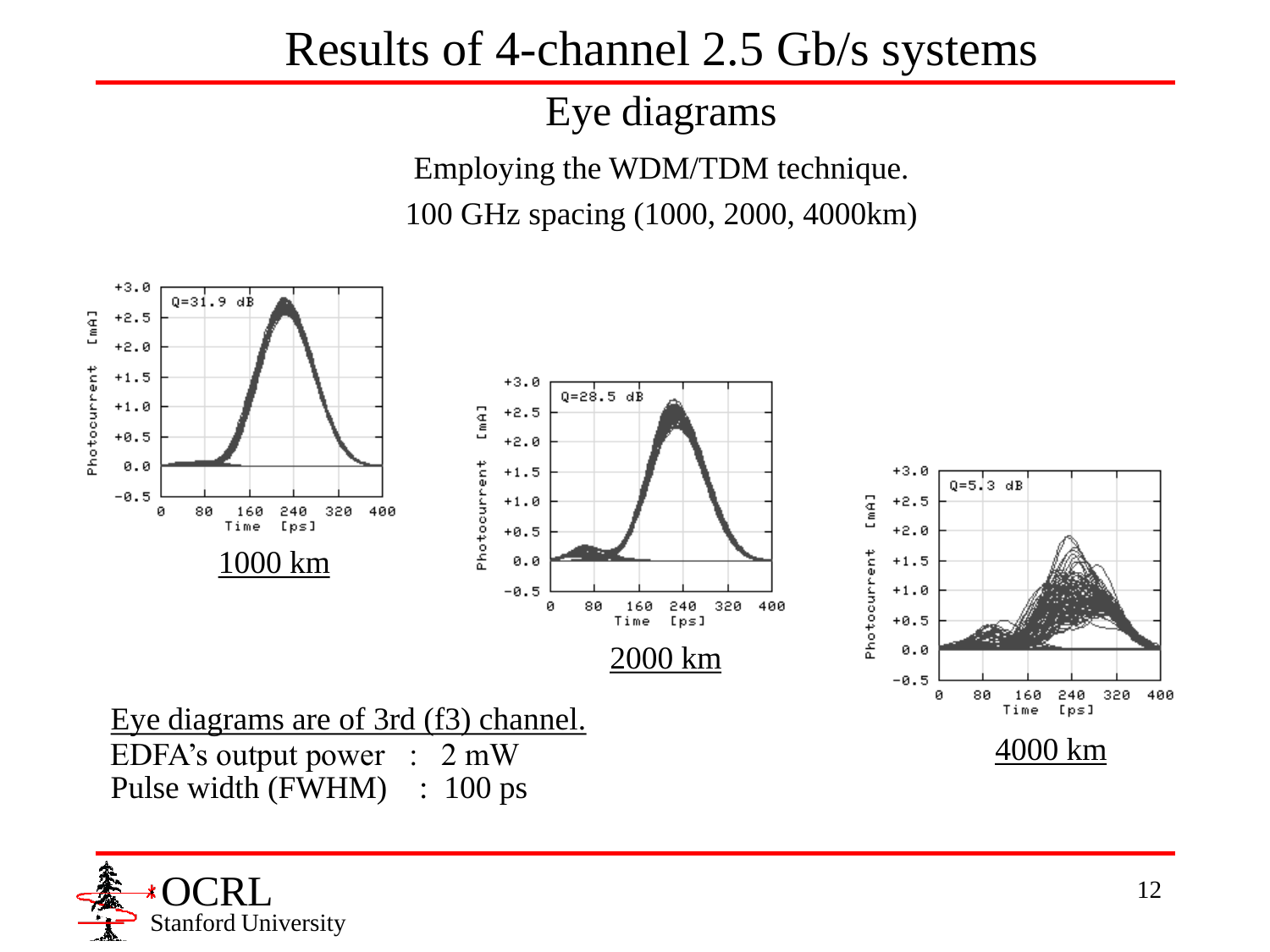# Results of 4-channel 2.5 Gb/s systems

## Eye diagrams

Employing the WDM/TDM technique.

100 GHz spacing (1000, 2000, 4000km)

Q=31.9 dB

1000 km

Q=28.5 dB

2000 km

Q=5.3 dB

4000 km

Eye diagrams are of 3rd (f3) channel.

EDFA's output power : 2 mW

Pulse width (FWHM) : 100 ps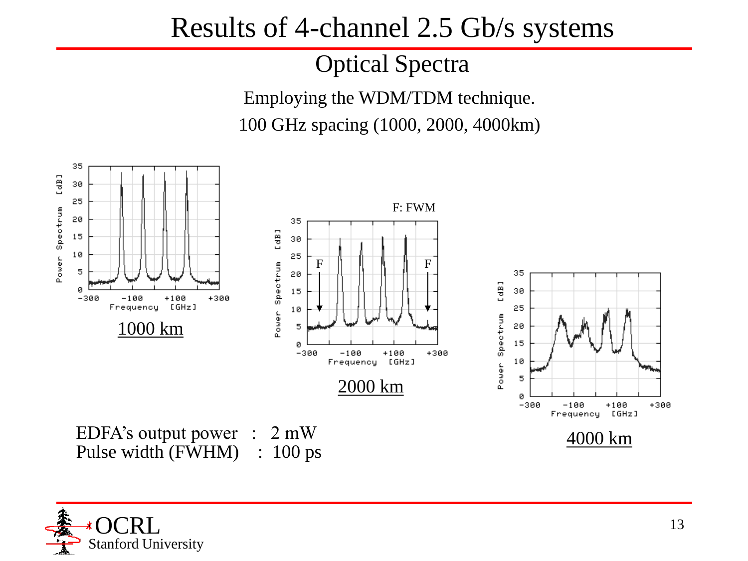# Results of 4-channel 2.5 Gb/s systems

## Optical Spectra

Employing the WDM/TDM technique.

100 GHz spacing (1000, 2000, 4000km)

1000 km

F: FWM

2000 km

4000 km

EDFA's output power : 2 mW
Pulse width (FWHM) : 100 ps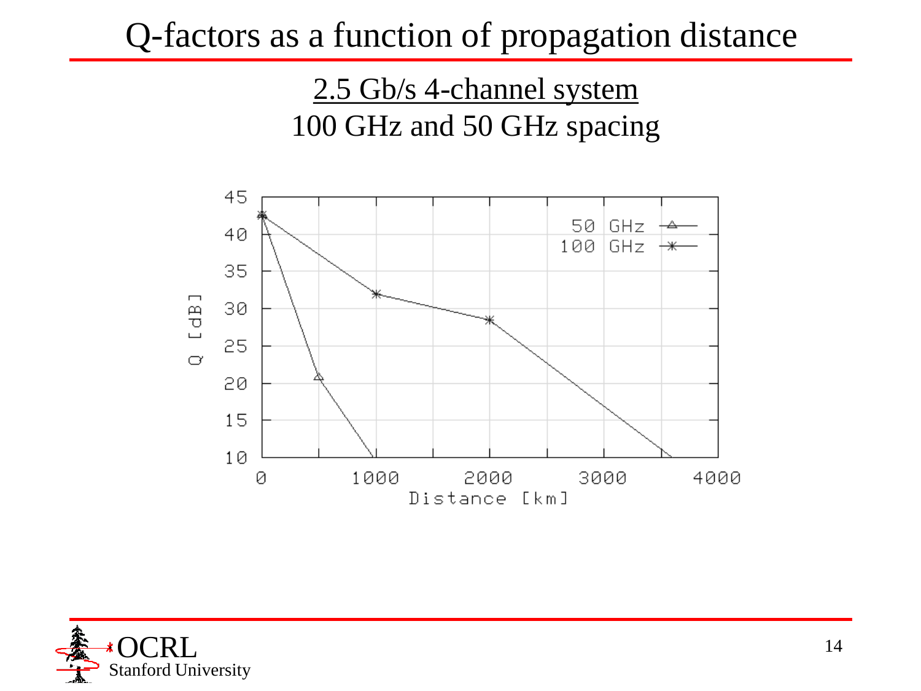# Q-factors as a function of propagation distance

2.5 Gb/s 4-channel system

100 GHz and 50 GHz spacing

Q [dB]

Distance [km]

50 GHz

100 GHz

0, 1000, 2000, 3000, 4000

10, 15, 20, 25, 30, 35, 40, 45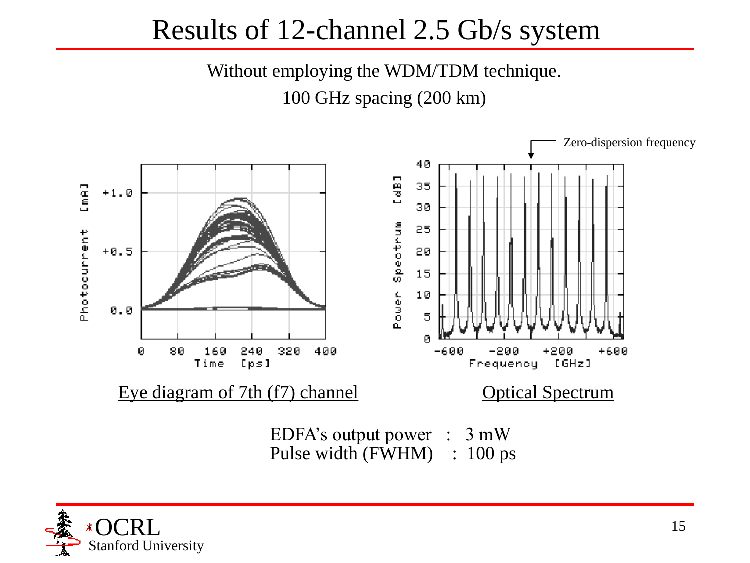# Results of 12-channel 2.5 Gb/s system

Without employing the WDM/TDM technique.

100 GHz spacing (200 km)

Eye diagram of 7th (f7) channel

Optical Spectrum

Zero-dispersion frequency

EDFA's output power : 3 mW

Pulse width (FWHM) : 100 ps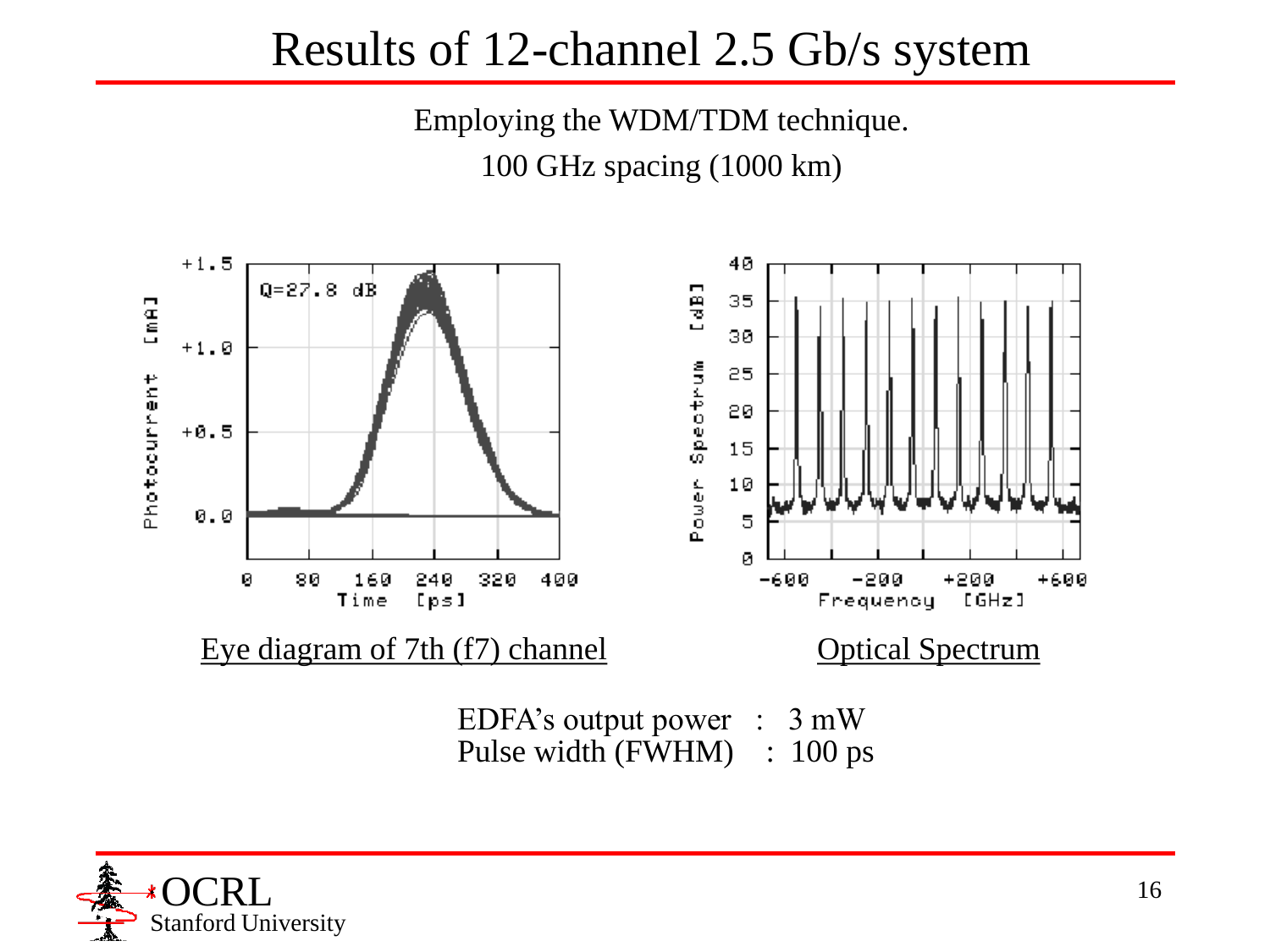# Results of 12-channel 2.5 Gb/s system

Employing the WDM/TDM technique.

100 GHz spacing (1000 km)

Eye diagram of 7th (f7) channel

Optical Spectrum

EDFA's output power : 3 mW
Pulse width (FWHM) : 100 ps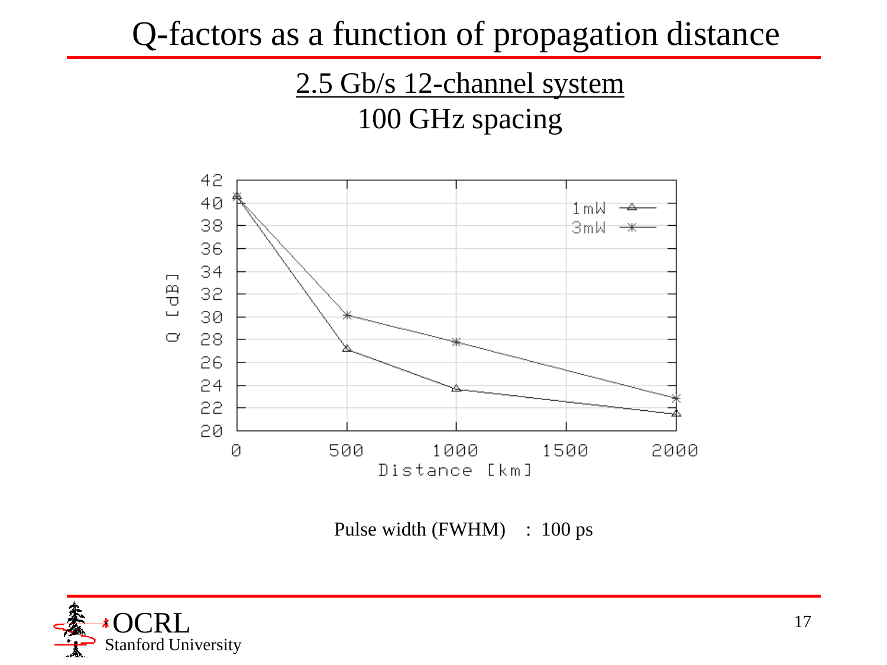# Q-factors as a function of propagation distance

## 2.5 Gb/s 12-channel system
## 100 GHz spacing

Pulse width (FWHM) : 100 ps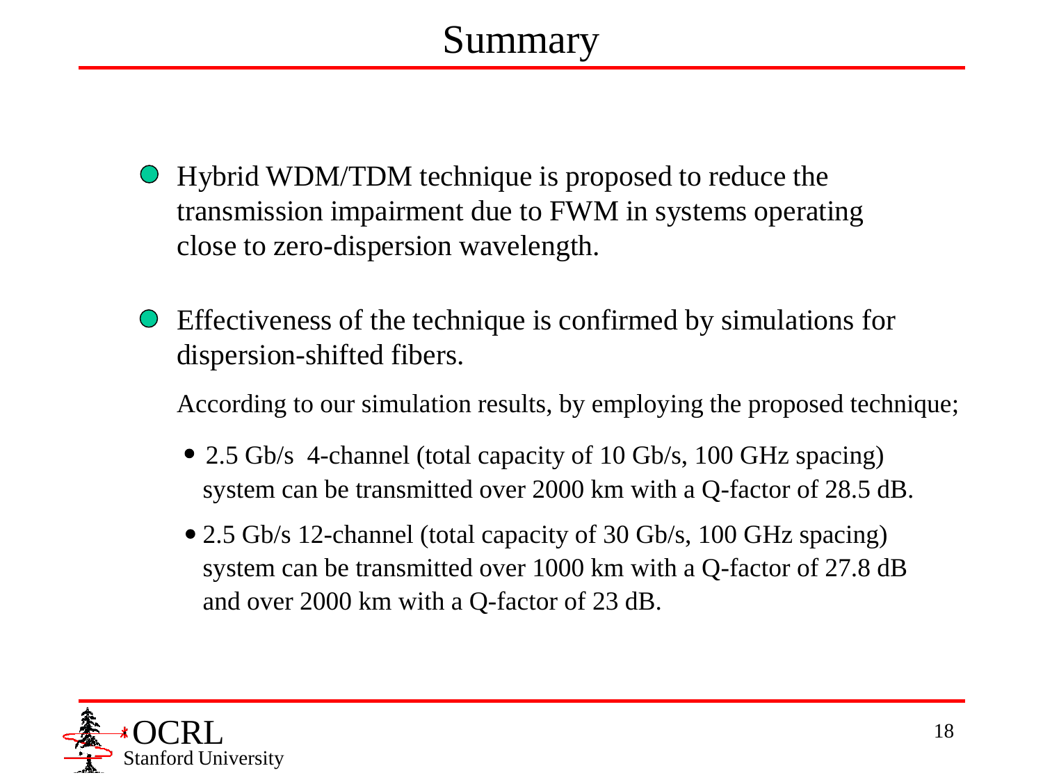# Summary

- Hybrid WDM/TDM technique is proposed to reduce the transmission impairment due to FWM in systems operating close to zero-dispersion wavelength.

- Effectiveness of the technique is confirmed by simulations for dispersion-shifted fibers.

  According to our simulation results, by employing the proposed technique;

  - 2.5 Gb/s 4-channel (total capacity of 10 Gb/s, 100 GHz spacing) system can be transmitted over 2000 km with a Q-factor of 28.5 dB.
  - 2.5 Gb/s 12-channel (total capacity of 30 Gb/s, 100 GHz spacing) system can be transmitted over 1000 km with a Q-factor of 27.8 dB and over 2000 km with a Q-factor of 23 dB.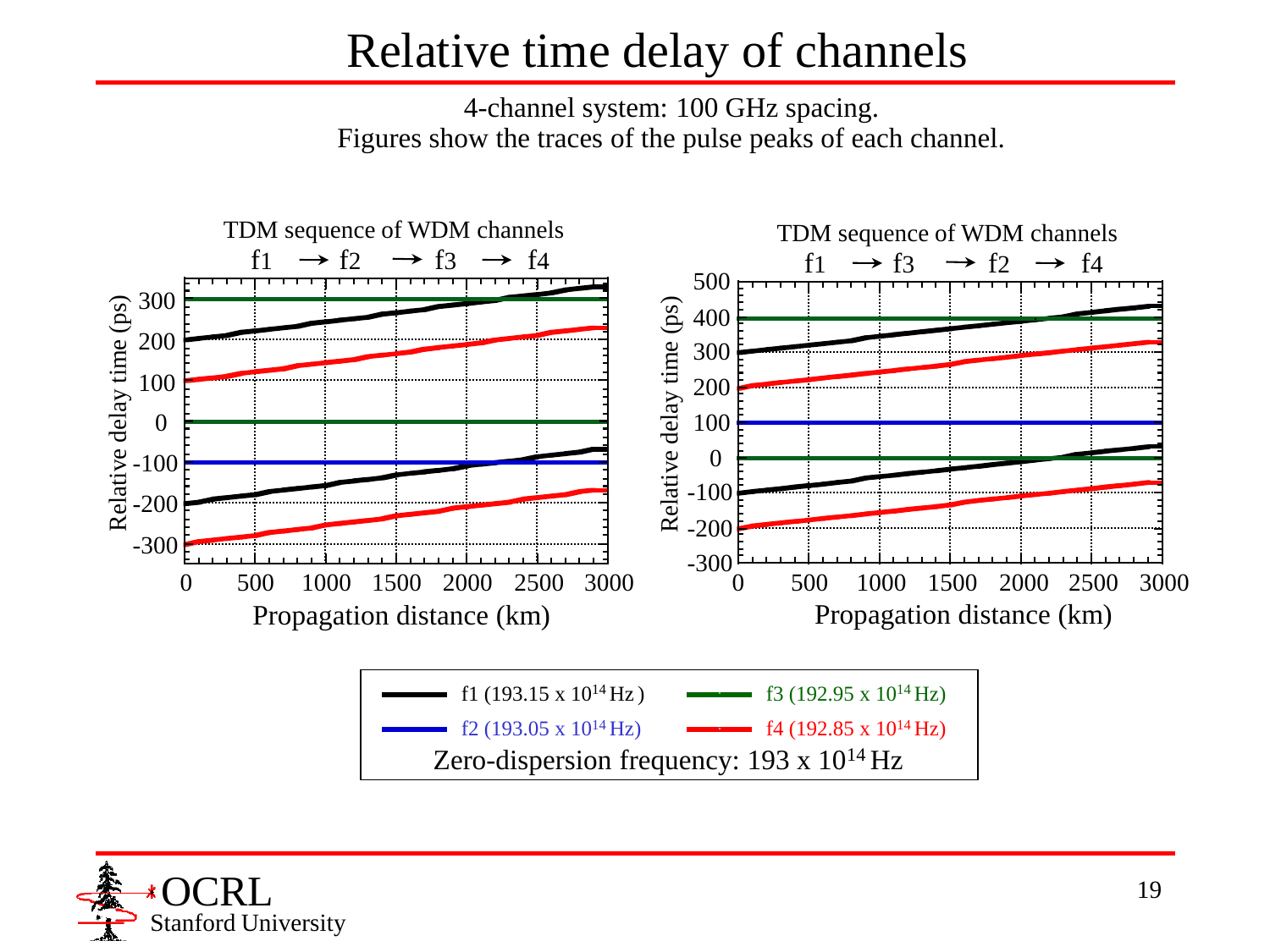# Relative time delay of channels

4-channel system: 100 GHz spacing.
Figures show the traces of the pulse peaks of each channel.

TDM sequence of WDM channels
f1 → f2 → f3 → f4

Relative delay time (ps)
300
200
100
0
-100
-200
-300

0 500 1000 1500 2000 2500 3000
Propagation distance (km)

TDM sequence of WDM channels
f1 → f3 → f2 → f4

Relative delay time (ps)
500
400
300
200
100
0
-100
-200
-300

0 500 1000 1500 2000 2500 3000
Propagation distance (km)

f1 ($193.15 \times 10^{14}$ Hz)
f2 ($193.05 \times 10^{14}$ Hz)
f3 ($192.95 \times 10^{14}$ Hz)
f4 ($192.85 \times 10^{14}$ Hz)

Zero-dispersion frequency: $193 \times 10^{14}$ Hz

OCRL
Stanford University